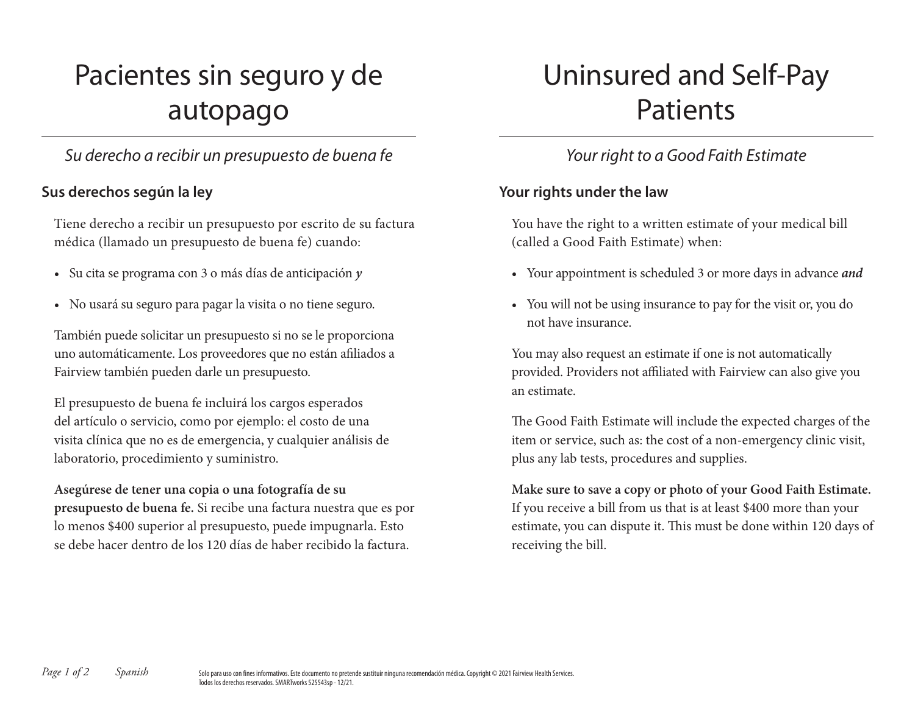# Pacientes sin seguro y de autopago

*Su derecho a recibir un presupuesto de buena fe*

## Sus derechos según la ley

Tiene derecho a recibir un presupuesto por escrito de su factura médica (llamado un presupuesto de buena fe) cuando:

- Su cita se programa con 3 o más días de anticipación ***y***
- No usará su seguro para pagar la visita o no tiene seguro.

También puede solicitar un presupuesto si no se le proporciona uno automáticamente. Los proveedores que no están afiliados a Fairview también pueden darle un presupuesto.

El presupuesto de buena fe incluirá los cargos esperados del artículo o servicio, como por ejemplo: el costo de una visita clínica que no es de emergencia, y cualquier análisis de laboratorio, procedimiento y suministro.

**Asegúrese de tener una copia o una fotografía de su presupuesto de buena fe.** Si recibe una factura nuestra que es por lo menos $400 superior al presupuesto, puede impugnarla. Esto se debe hacer dentro de los 120 días de haber recibido la factura.

# Uninsured and Self-Pay Patients

*Your right to a Good Faith Estimate*

## Your rights under the law

You have the right to a written estimate of your medical bill (called a Good Faith Estimate) when:

- Your appointment is scheduled 3 or more days in advance ***and***
- You will not be using insurance to pay for the visit or, you do not have insurance.

You may also request an estimate if one is not automatically provided. Providers not affiliated with Fairview can also give you an estimate.

The Good Faith Estimate will include the expected charges of the item or service, such as: the cost of a non-emergency clinic visit, plus any lab tests, procedures and supplies.

**Make sure to save a copy or photo of your Good Faith Estimate.** If you receive a bill from us that is at least $400 more than your estimate, you can dispute it. This must be done within 120 days of receiving the bill.

*Spanish*

Solo para uso con fines informativos. Este documento no pretende sustituir ninguna recomendación médica. Copyright © 2021 Fairview Health Services. Todos los derechos reservados. SMARTworks 525543sp - 12/21.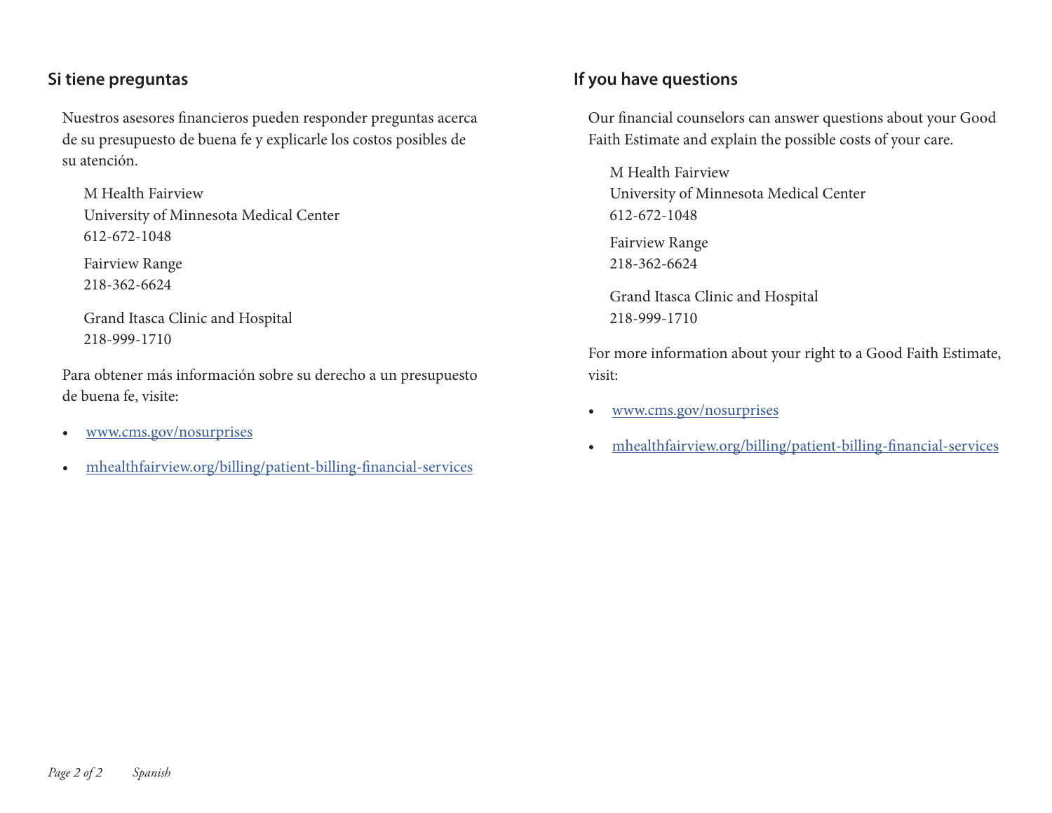## Si tiene preguntas

Nuestros asesores financieros pueden responder preguntas acerca de su presupuesto de buena fe y explicarle los costos posibles de su atención.

M Health Fairview
University of Minnesota Medical Center
612-672-1048

Fairview Range
218-362-6624

Grand Itasca Clinic and Hospital
218-999-1710

Para obtener más información sobre su derecho a un presupuesto de buena fe, visite:

- www.cms.gov/nosurprises
- mhealthfairview.org/billing/patient-billing-financial-services

## If you have questions

Our financial counselors can answer questions about your Good Faith Estimate and explain the possible costs of your care.

M Health Fairview
University of Minnesota Medical Center
612-672-1048

Fairview Range
218-362-6624

Grand Itasca Clinic and Hospital
218-999-1710

For more information about your right to a Good Faith Estimate, visit:

- www.cms.gov/nosurprises
- mhealthfairview.org/billing/patient-billing-financial-services